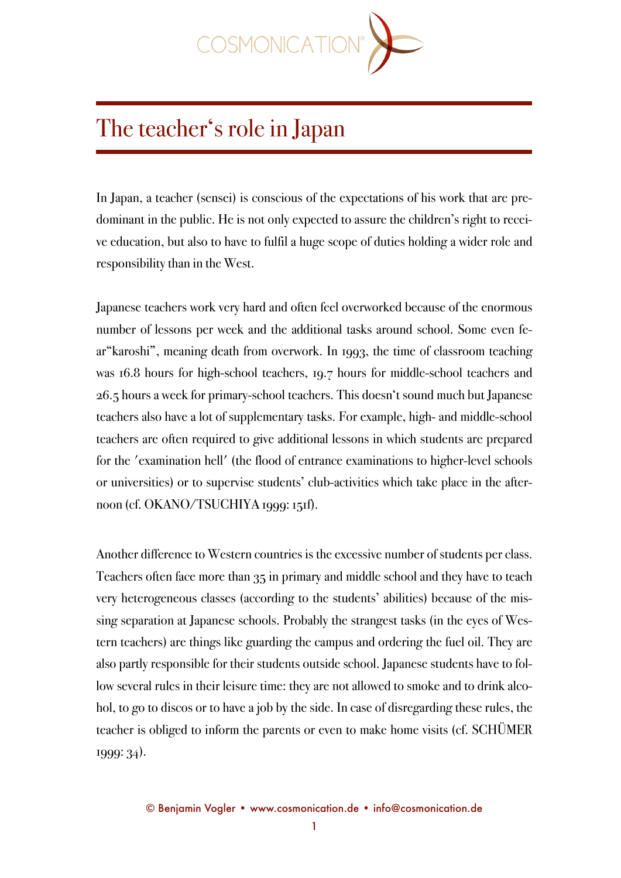# The teacher's role in Japan

In Japan, a teacher (sensei) is conscious of the expectations of his work that are predominant in the public. He is not only expected to assure the children's right to receive education, but also to have to fulfil a huge scope of duties holding a wider role and responsibility than in the West.

Japanese teachers work very hard and often feel overworked because of the enormous number of lessons per week and the additional tasks around school. Some even fear"karoshi", meaning death from overwork. In 1993, the time of classroom teaching was 16.8 hours for high-school teachers, 19.7 hours for middle-school teachers and 26.5 hours a week for primary-school teachers. This doesn't sound much but Japanese teachers also have a lot of supplementary tasks. For example, high- and middle-school teachers are often required to give additional lessons in which students are prepared for the 'examination hell' (the flood of entrance examinations to higher-level schools or universities) or to supervise students' club-activities which take place in the afternoon (cf. OKANO/TSUCHIYA 1999: 151f).

Another difference to Western countries is the excessive number of students per class. Teachers often face more than 35 in primary and middle school and they have to teach very heterogeneous classes (according to the students' abilities) because of the missing separation at Japanese schools. Probably the strangest tasks (in the eyes of Western teachers) are things like guarding the campus and ordering the fuel oil. They are also partly responsible for their students outside school. Japanese students have to follow several rules in their leisure time: they are not allowed to smoke and to drink alcohol, to go to discos or to have a job by the side. In case of disregarding these rules, the teacher is obliged to inform the parents or even to make home visits (cf. SCHÜMER 1999: 34).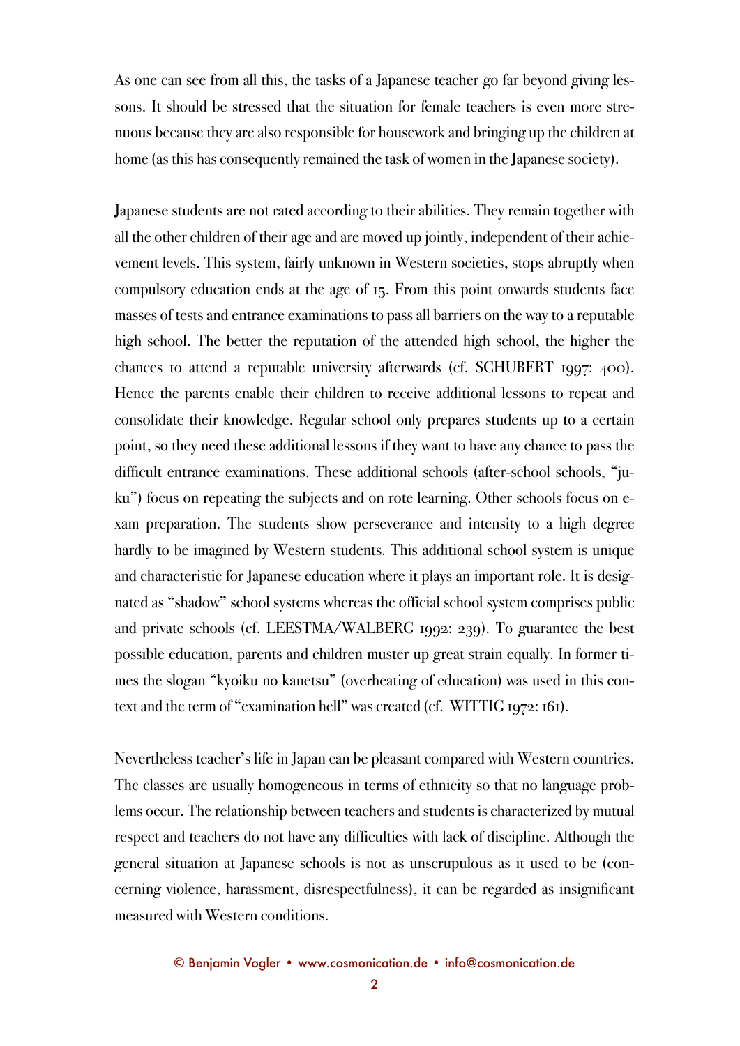As one can see from all this, the tasks of a Japanese teacher go far beyond giving lessons. It should be stressed that the situation for female teachers is even more strenuous because they are also responsible for housework and bringing up the children at home (as this has consequently remained the task of women in the Japanese society).

Japanese students are not rated according to their abilities. They remain together with all the other children of their age and are moved up jointly, independent of their achievement levels. This system, fairly unknown in Western societies, stops abruptly when compulsory education ends at the age of 15. From this point onwards students face masses of tests and entrance examinations to pass all barriers on the way to a reputable high school. The better the reputation of the attended high school, the higher the chances to attend a reputable university afterwards (cf. SCHUBERT 1997: 400). Hence the parents enable their children to receive additional lessons to repeat and consolidate their knowledge. Regular school only prepares students up to a certain point, so they need these additional lessons if they want to have any chance to pass the difficult entrance examinations. These additional schools (after-school schools, "juku") focus on repeating the subjects and on rote learning. Other schools focus on exam preparation. The students show perseverance and intensity to a high degree hardly to be imagined by Western students. This additional school system is unique and characteristic for Japanese education where it plays an important role. It is designated as "shadow" school systems whereas the official school system comprises public and private schools (cf. LEESTMA/WALBERG 1992: 239). To guarantee the best possible education, parents and children muster up great strain equally. In former times the slogan "kyoiku no kanetsu" (overheating of education) was used in this context and the term of "examination hell" was created (cf. WITTIG 1972: 161).

Nevertheless teacher's life in Japan can be pleasant compared with Western countries. The classes are usually homogeneous in terms of ethnicity so that no language problems occur. The relationship between teachers and students is characterized by mutual respect and teachers do not have any difficulties with lack of discipline. Although the general situation at Japanese schools is not as unscrupulous as it used to be (concerning violence, harassment, disrespectfulness), it can be regarded as insignificant measured with Western conditions.

© Benjamin Vogler • www.cosmonication.de • info@cosmonication.de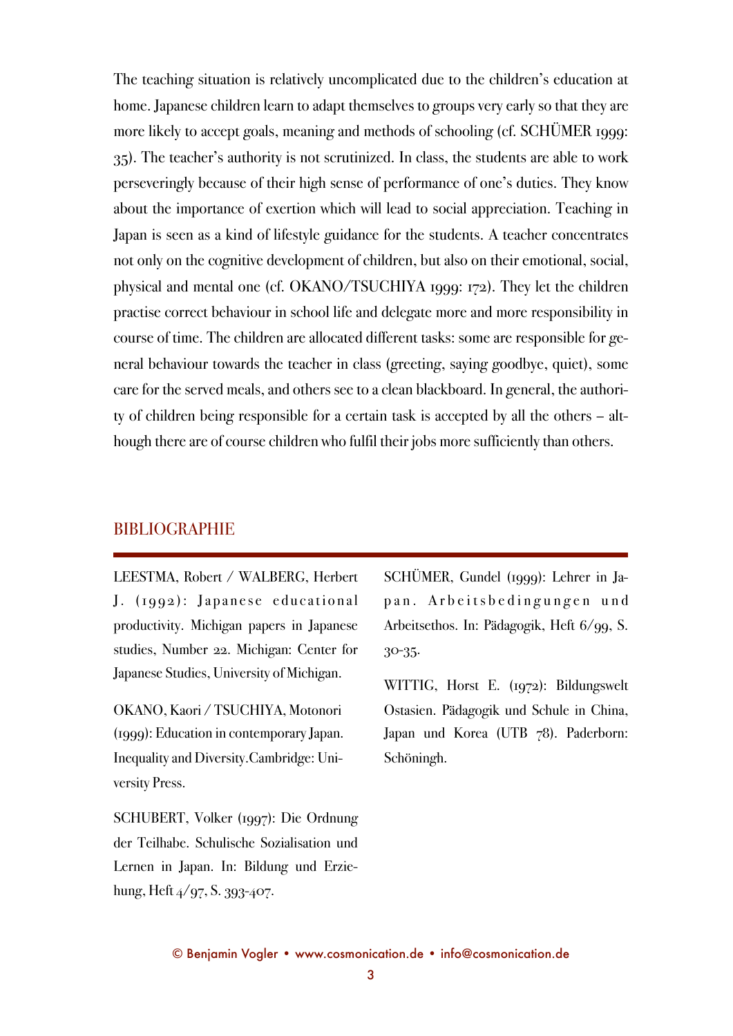The teaching situation is relatively uncomplicated due to the children's education at home. Japanese children learn to adapt themselves to groups very early so that they are more likely to accept goals, meaning and methods of schooling (cf. SCHÜMER 1999: 35). The teacher's authority is not scrutinized. In class, the students are able to work perseveringly because of their high sense of performance of one's duties. They know about the importance of exertion which will lead to social appreciation. Teaching in Japan is seen as a kind of lifestyle guidance for the students. A teacher concentrates not only on the cognitive development of children, but also on their emotional, social, physical and mental one (cf. OKANO/TSUCHIYA 1999: 172). They let the children practise correct behaviour in school life and delegate more and more responsibility in course of time. The children are allocated different tasks: some are responsible for general behaviour towards the teacher in class (greeting, saying goodbye, quiet), some care for the served meals, and others see to a clean blackboard. In general, the authority of children being responsible for a certain task is accepted by all the others – although there are of course children who fulfil their jobs more sufficiently than others.

## BIBLIOGRAPHIE

LEESTMA, Robert / WALBERG, Herbert J. (1992): Japanese educational productivity. Michigan papers in Japanese studies, Number 22. Michigan: Center for Japanese Studies, University of Michigan.

OKANO, Kaori / TSUCHIYA, Motonori (1999): Education in contemporary Japan. Inequality and Diversity.Cambridge: University Press.

SCHUBERT, Volker (1997): Die Ordnung der Teilhabe. Schulische Sozialisation und Lernen in Japan. In: Bildung und Erziehung, Heft 4/97, S. 393-407.

SCHÜMER, Gundel (1999): Lehrer in Japan. Arbeitsbedingungen und Arbeitsethos. In: Pädagogik, Heft 6/99, S. 30-35.

WITTIG, Horst E. (1972): Bildungswelt Ostasien. Pädagogik und Schule in China, Japan und Korea (UTB 78). Paderborn: Schöningh.

© Benjamin Vogler • www.cosmonication.de • info@cosmonication.de